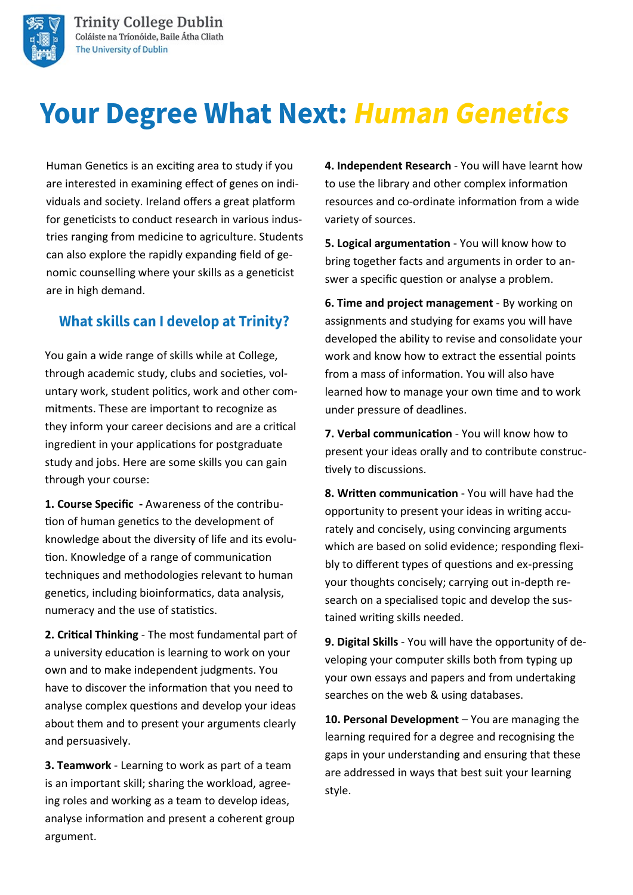Trinity College Dublin
Coláiste na Tríonóide, Baile Átha Cliath
The University of Dublin

# Your Degree What Next: *Human Genetics*

Human Genetics is an exciting area to study if you are interested in examining effect of genes on individuals and society. Ireland offers a great platform for geneticists to conduct research in various industries ranging from medicine to agriculture. Students can also explore the rapidly expanding field of genomic counselling where your skills as a geneticist are in high demand.

## What skills can I develop at Trinity?

You gain a wide range of skills while at College, through academic study, clubs and societies, voluntary work, student politics, work and other commitments. These are important to recognize as they inform your career decisions and are a critical ingredient in your applications for postgraduate study and jobs. Here are some skills you can gain through your course:

**1. Course Specific -** Awareness of the contribution of human genetics to the development of knowledge about the diversity of life and its evolution. Knowledge of a range of communication techniques and methodologies relevant to human genetics, including bioinformatics, data analysis, numeracy and the use of statistics.

**2. Critical Thinking** - The most fundamental part of a university education is learning to work on your own and to make independent judgments. You have to discover the information that you need to analyse complex questions and develop your ideas about them and to present your arguments clearly and persuasively.

**3. Teamwork** - Learning to work as part of a team is an important skill; sharing the workload, agreeing roles and working as a team to develop ideas, analyse information and present a coherent group argument.

**4. Independent Research** - You will have learnt how to use the library and other complex information resources and co-ordinate information from a wide variety of sources.

**5. Logical argumentation** - You will know how to bring together facts and arguments in order to answer a specific question or analyse a problem.

**6. Time and project management** - By working on assignments and studying for exams you will have developed the ability to revise and consolidate your work and know how to extract the essential points from a mass of information. You will also have learned how to manage your own time and to work under pressure of deadlines.

**7. Verbal communication** - You will know how to present your ideas orally and to contribute constructively to discussions.

**8. Written communication** - You will have had the opportunity to present your ideas in writing accurately and concisely, using convincing arguments which are based on solid evidence; responding flexibly to different types of questions and ex-pressing your thoughts concisely; carrying out in-depth research on a specialised topic and develop the sustained writing skills needed.

**9. Digital Skills** - You will have the opportunity of developing your computer skills both from typing up your own essays and papers and from undertaking searches on the web & using databases.

**10. Personal Development** – You are managing the learning required for a degree and recognising the gaps in your understanding and ensuring that these are addressed in ways that best suit your learning style.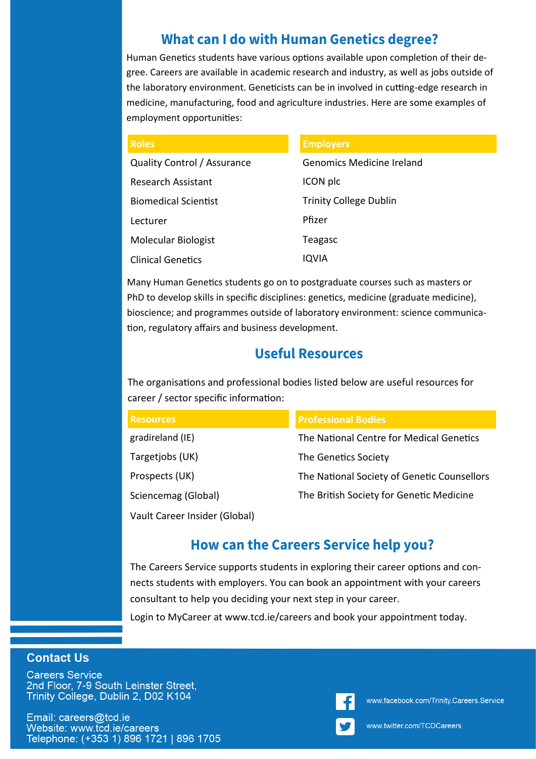## What can I do with Human Genetics degree?

Human Genetics students have various options available upon completion of their degree. Careers are available in academic research and industry, as well as jobs outside of the laboratory environment. Geneticists can be in involved in cutting-edge research in medicine, manufacturing, food and agriculture industries. Here are some examples of employment opportunities:

| Roles | Employers |
|---|---|
| Quality Control / Assurance | Genomics Medicine Ireland |
| Research Assistant | ICON plc |
| Biomedical Scientist | Trinity College Dublin |
| Lecturer | Pfizer |
| Molecular Biologist | Teagasc |
| Clinical Genetics | IQVIA |

Many Human Genetics students go on to postgraduate courses such as masters or PhD to develop skills in specific disciplines: genetics, medicine (graduate medicine), bioscience; and programmes outside of laboratory environment: science communication, regulatory affairs and business development.

## Useful Resources

The organisations and professional bodies listed below are useful resources for career / sector specific information:

| Resources | Professional Bodies |
|---|---|
| gradireland (IE) | The National Centre for Medical Genetics |
| Targetjobs (UK) | The Genetics Society |
| Prospects (UK) | The National Society of Genetic Counsellors |
| Sciencemag (Global) | The British Society for Genetic Medicine |
| Vault Career Insider (Global) | |

## How can the Careers Service help you?

The Careers Service supports students in exploring their career options and connects students with employers. You can book an appointment with your careers consultant to help you deciding your next step in your career.

Login to MyCareer at www.tcd.ie/careers and book your appointment today.

### Contact Us

Careers Service
2nd Floor, 7-9 South Leinster Street,
Trinity College, Dublin 2, D02 K104

Email: careers@tcd.ie
Website: www.tcd.ie/careers
Telephone: (+353 1) 896 1721 | 896 1705

www.facebook.com/Trinity.Careers.Service

www.twitter.com/TCDCareers